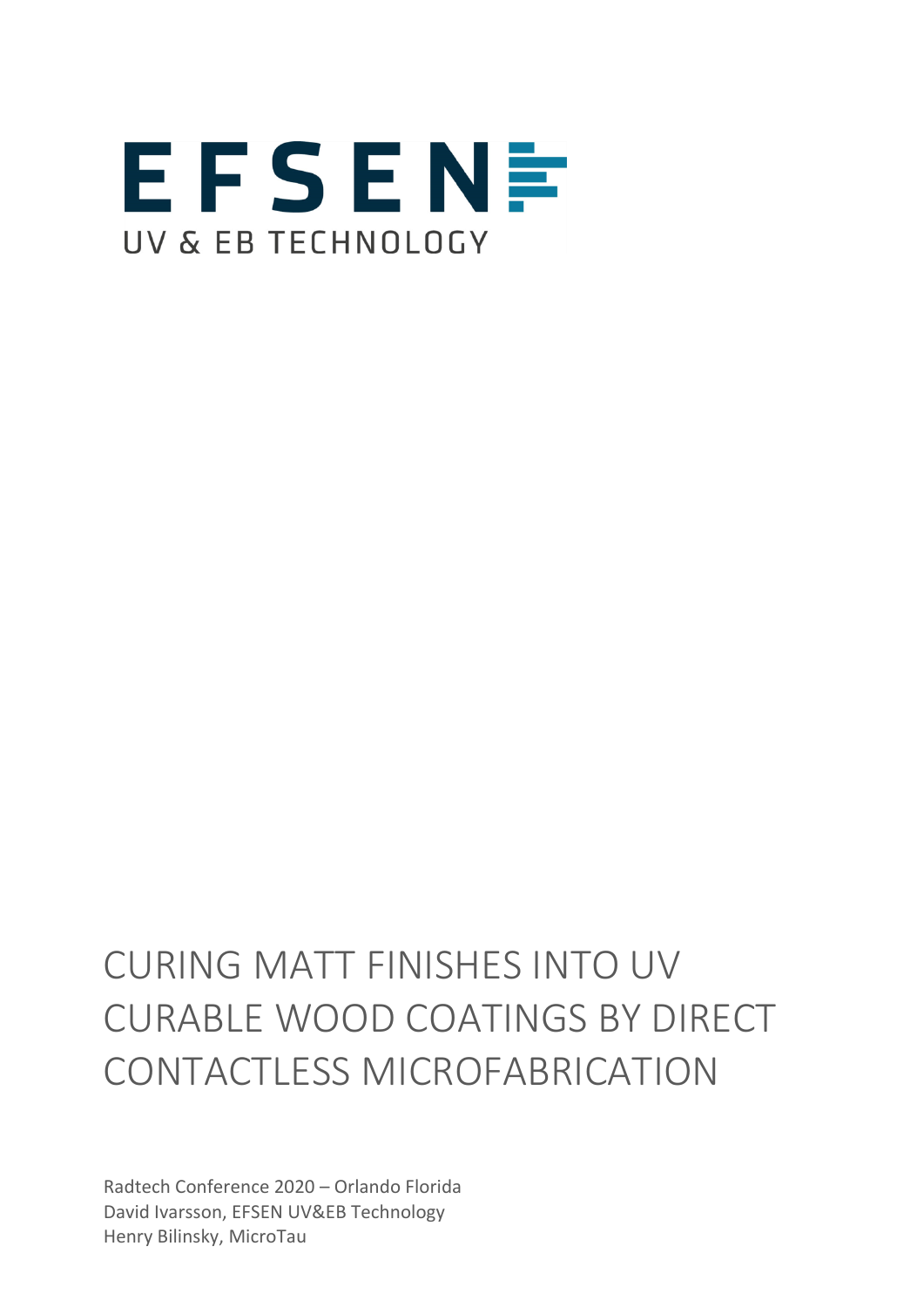EFSEN

UV & EB TECHNOLOGY

# CURING MATT FINISHES INTO UV CURABLE WOOD COATINGS BY DIRECT CONTACTLESS MICROFABRICATION

Radtech Conference 2020 – Orlando Florida  
David Ivarsson, EFSEN UV&EB Technology  
Henry Bilinsky, MicroTau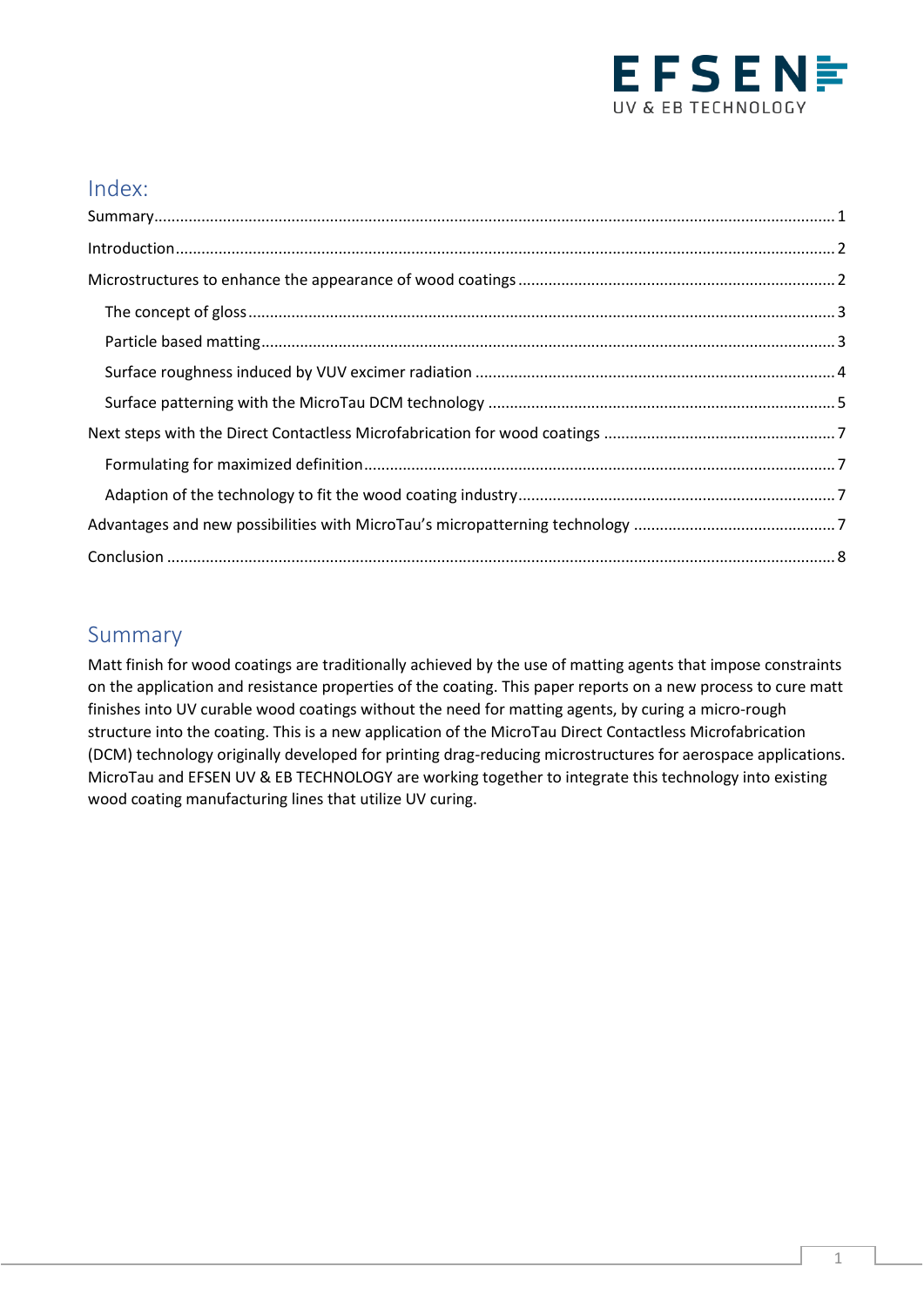## Index:

Summary ........ 1

Introduction ........ 2

Microstructures to enhance the appearance of wood coatings ........ 2

- The concept of gloss ........ 3
- Particle based matting ........ 3
- Surface roughness induced by VUV excimer radiation ........ 4
- Surface patterning with the MicroTau DCM technology ........ 5

Next steps with the Direct Contactless Microfabrication for wood coatings ........ 7

- Formulating for maximized definition ........ 7
- Adaption of the technology to fit the wood coating industry ........ 7

Advantages and new possibilities with MicroTau's micropatterning technology ........ 7

Conclusion ........ 8

## Summary

Matt finish for wood coatings are traditionally achieved by the use of matting agents that impose constraints on the application and resistance properties of the coating. This paper reports on a new process to cure matt finishes into UV curable wood coatings without the need for matting agents, by curing a micro-rough structure into the coating. This is a new application of the MicroTau Direct Contactless Microfabrication (DCM) technology originally developed for printing drag-reducing microstructures for aerospace applications. MicroTau and EFSEN UV & EB TECHNOLOGY are working together to integrate this technology into existing wood coating manufacturing lines that utilize UV curing.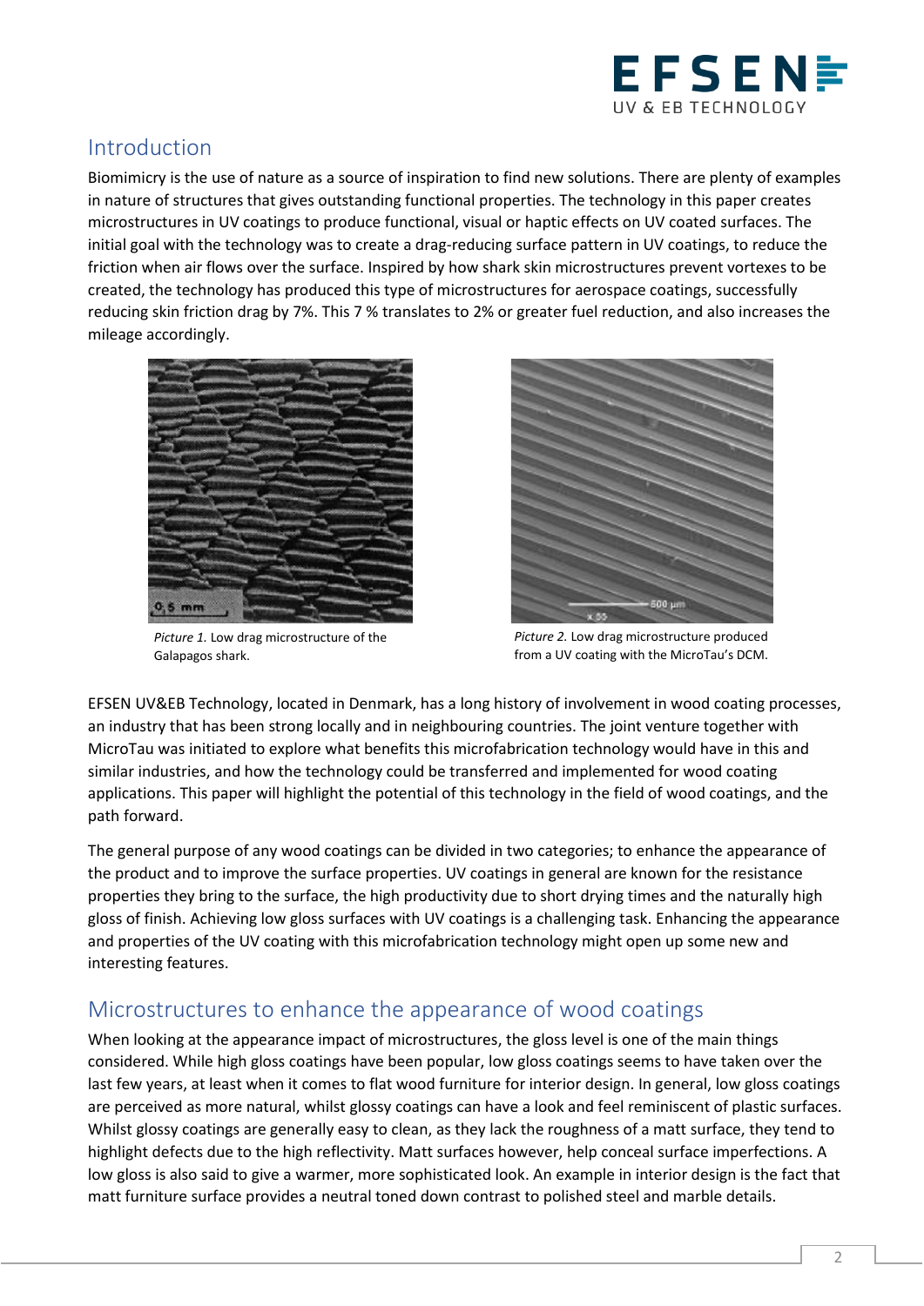## Introduction

Biomimicry is the use of nature as a source of inspiration to find new solutions. There are plenty of examples in nature of structures that gives outstanding functional properties. The technology in this paper creates microstructures in UV coatings to produce functional, visual or haptic effects on UV coated surfaces. The initial goal with the technology was to create a drag-reducing surface pattern in UV coatings, to reduce the friction when air flows over the surface. Inspired by how shark skin microstructures prevent vortexes to be created, the technology has produced this type of microstructures for aerospace coatings, successfully reducing skin friction drag by 7%. This 7 % translates to 2% or greater fuel reduction, and also increases the mileage accordingly.

*Picture 1.* Low drag microstructure of the Galapagos shark.

*Picture 2.* Low drag microstructure produced from a UV coating with the MicroTau's DCM.

EFSEN UV&EB Technology, located in Denmark, has a long history of involvement in wood coating processes, an industry that has been strong locally and in neighbouring countries. The joint venture together with MicroTau was initiated to explore what benefits this microfabrication technology would have in this and similar industries, and how the technology could be transferred and implemented for wood coating applications. This paper will highlight the potential of this technology in the field of wood coatings, and the path forward.

The general purpose of any wood coatings can be divided in two categories; to enhance the appearance of the product and to improve the surface properties. UV coatings in general are known for the resistance properties they bring to the surface, the high productivity due to short drying times and the naturally high gloss of finish. Achieving low gloss surfaces with UV coatings is a challenging task. Enhancing the appearance and properties of the UV coating with this microfabrication technology might open up some new and interesting features.

## Microstructures to enhance the appearance of wood coatings

When looking at the appearance impact of microstructures, the gloss level is one of the main things considered. While high gloss coatings have been popular, low gloss coatings seems to have taken over the last few years, at least when it comes to flat wood furniture for interior design. In general, low gloss coatings are perceived as more natural, whilst glossy coatings can have a look and feel reminiscent of plastic surfaces. Whilst glossy coatings are generally easy to clean, as they lack the roughness of a matt surface, they tend to highlight defects due to the high reflectivity. Matt surfaces however, help conceal surface imperfections. A low gloss is also said to give a warmer, more sophisticated look. An example in interior design is the fact that matt furniture surface provides a neutral toned down contrast to polished steel and marble details.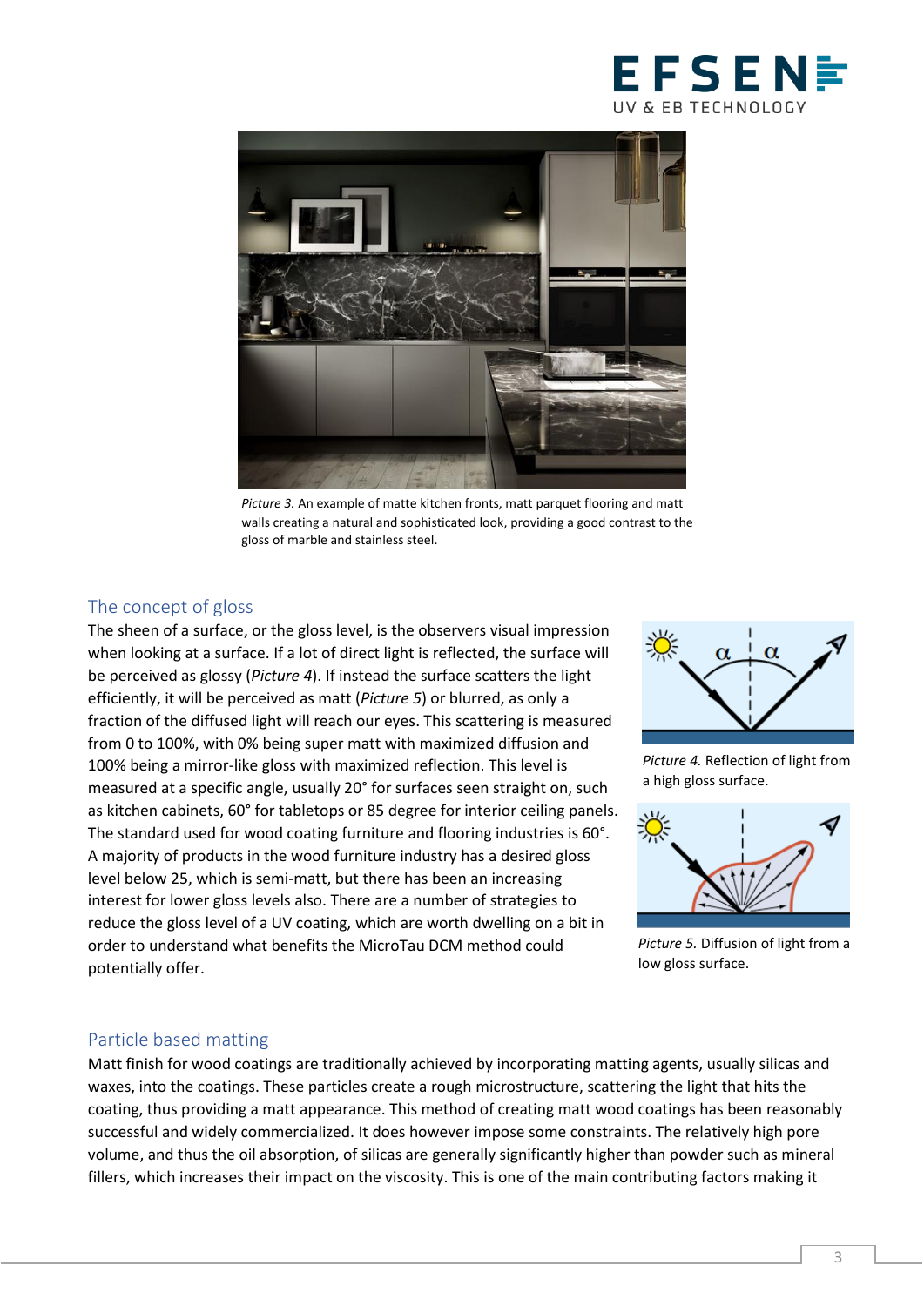*Picture 3.* An example of matte kitchen fronts, matt parquet flooring and matt walls creating a natural and sophisticated look, providing a good contrast to the gloss of marble and stainless steel.

## The concept of gloss

The sheen of a surface, or the gloss level, is the observers visual impression when looking at a surface. If a lot of direct light is reflected, the surface will be perceived as glossy (*Picture 4*). If instead the surface scatters the light efficiently, it will be perceived as matt (*Picture 5*) or blurred, as only a fraction of the diffused light will reach our eyes. This scattering is measured from 0 to 100%, with 0% being super matt with maximized diffusion and 100% being a mirror-like gloss with maximized reflection. This level is measured at a specific angle, usually 20° for surfaces seen straight on, such as kitchen cabinets, 60° for tabletops or 85 degree for interior ceiling panels. The standard used for wood coating furniture and flooring industries is 60°. A majority of products in the wood furniture industry has a desired gloss level below 25, which is semi-matt, but there has been an increasing interest for lower gloss levels also. There are a number of strategies to reduce the gloss level of a UV coating, which are worth dwelling on a bit in order to understand what benefits the MicroTau DCM method could potentially offer.

*Picture 4.* Reflection of light from a high gloss surface.

*Picture 5.* Diffusion of light from a low gloss surface.

## Particle based matting

Matt finish for wood coatings are traditionally achieved by incorporating matting agents, usually silicas and waxes, into the coatings. These particles create a rough microstructure, scattering the light that hits the coating, thus providing a matt appearance. This method of creating matt wood coatings has been reasonably successful and widely commercialized. It does however impose some constraints. The relatively high pore volume, and thus the oil absorption, of silicas are generally significantly higher than powder such as mineral fillers, which increases their impact on the viscosity. This is one of the main contributing factors making it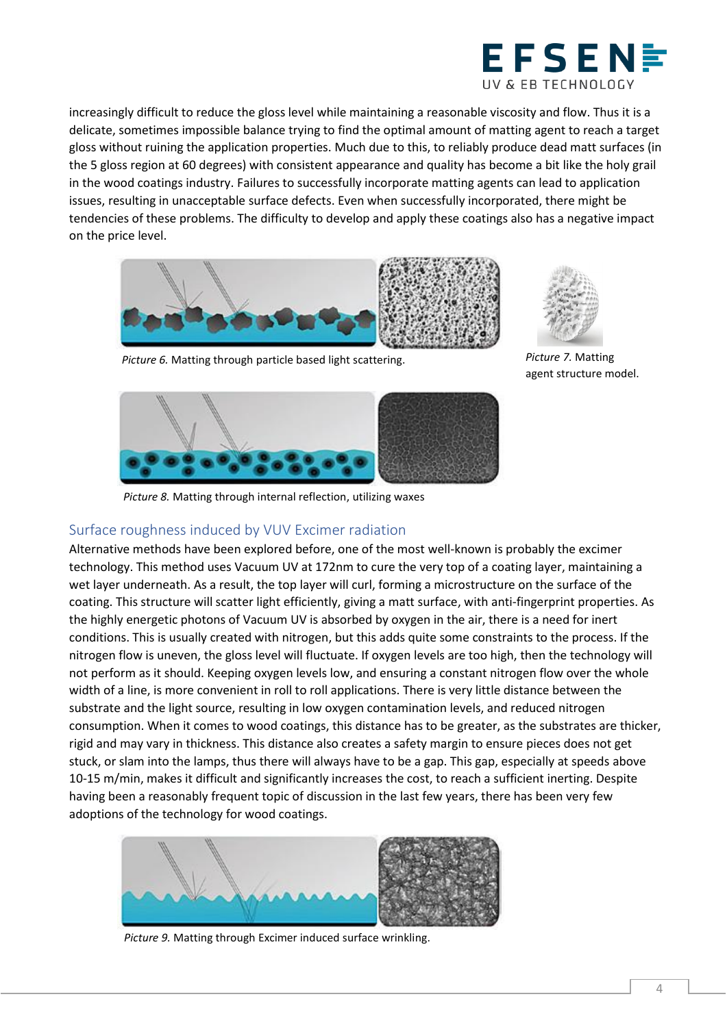increasingly difficult to reduce the gloss level while maintaining a reasonable viscosity and flow. Thus it is a delicate, sometimes impossible balance trying to find the optimal amount of matting agent to reach a target gloss without ruining the application properties. Much due to this, to reliably produce dead matt surfaces (in the 5 gloss region at 60 degrees) with consistent appearance and quality has become a bit like the holy grail in the wood coatings industry. Failures to successfully incorporate matting agents can lead to application issues, resulting in unacceptable surface defects. Even when successfully incorporated, there might be tendencies of these problems. The difficulty to develop and apply these coatings also has a negative impact on the price level.

*Picture 6.* Matting through particle based light scattering.

*Picture 7.* Matting agent structure model.

*Picture 8.* Matting through internal reflection, utilizing waxes

## Surface roughness induced by VUV Excimer radiation

Alternative methods have been explored before, one of the most well-known is probably the excimer technology. This method uses Vacuum UV at 172nm to cure the very top of a coating layer, maintaining a wet layer underneath. As a result, the top layer will curl, forming a microstructure on the surface of the coating. This structure will scatter light efficiently, giving a matt surface, with anti-fingerprint properties. As the highly energetic photons of Vacuum UV is absorbed by oxygen in the air, there is a need for inert conditions. This is usually created with nitrogen, but this adds quite some constraints to the process. If the nitrogen flow is uneven, the gloss level will fluctuate. If oxygen levels are too high, then the technology will not perform as it should. Keeping oxygen levels low, and ensuring a constant nitrogen flow over the whole width of a line, is more convenient in roll to roll applications. There is very little distance between the substrate and the light source, resulting in low oxygen contamination levels, and reduced nitrogen consumption. When it comes to wood coatings, this distance has to be greater, as the substrates are thicker, rigid and may vary in thickness. This distance also creates a safety margin to ensure pieces does not get stuck, or slam into the lamps, thus there will always have to be a gap. This gap, especially at speeds above 10-15 m/min, makes it difficult and significantly increases the cost, to reach a sufficient inerting. Despite having been a reasonably frequent topic of discussion in the last few years, there has been very few adoptions of the technology for wood coatings.

*Picture 9.* Matting through Excimer induced surface wrinkling.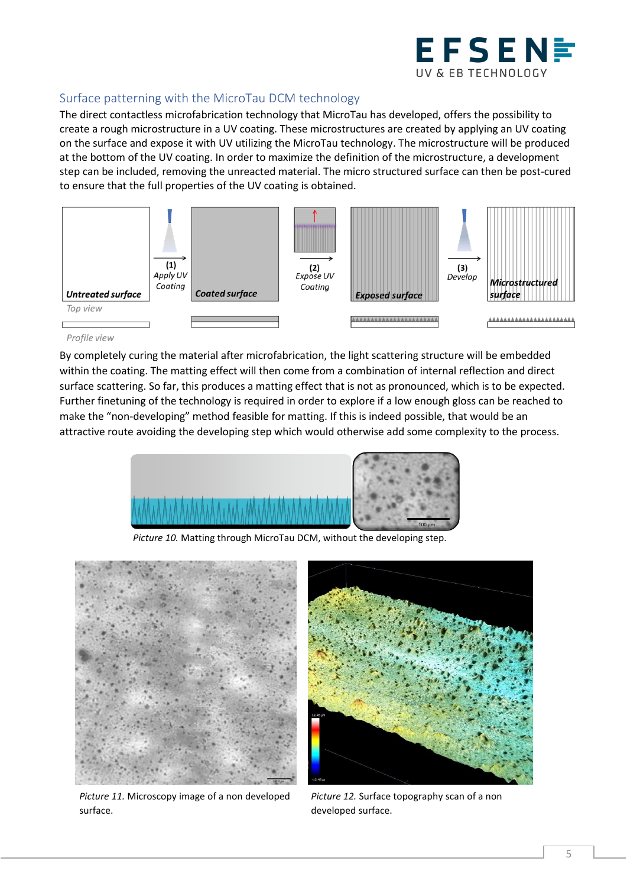## Surface patterning with the MicroTau DCM technology

The direct contactless microfabrication technology that MicroTau has developed, offers the possibility to create a rough microstructure in a UV coating. These microstructures are created by applying an UV coating on the surface and expose it with UV utilizing the MicroTau technology. The microstructure will be produced at the bottom of the UV coating. In order to maximize the definition of the microstructure, a development step can be included, removing the unreacted material. The micro structured surface can then be post-cured to ensure that the full properties of the UV coating is obtained.

By completely curing the material after microfabrication, the light scattering structure will be embedded within the coating. The matting effect will then come from a combination of internal reflection and direct surface scattering. So far, this produces a matting effect that is not as pronounced, which is to be expected. Further finetuning of the technology is required in order to explore if a low enough gloss can be reached to make the "non-developing" method feasible for matting. If this is indeed possible, that would be an attractive route avoiding the developing step which would otherwise add some complexity to the process.

*Picture 10.* Matting through MicroTau DCM, without the developing step.

*Picture 11.* Microscopy image of a non developed surface.

*Picture 12.* Surface topography scan of a non developed surface.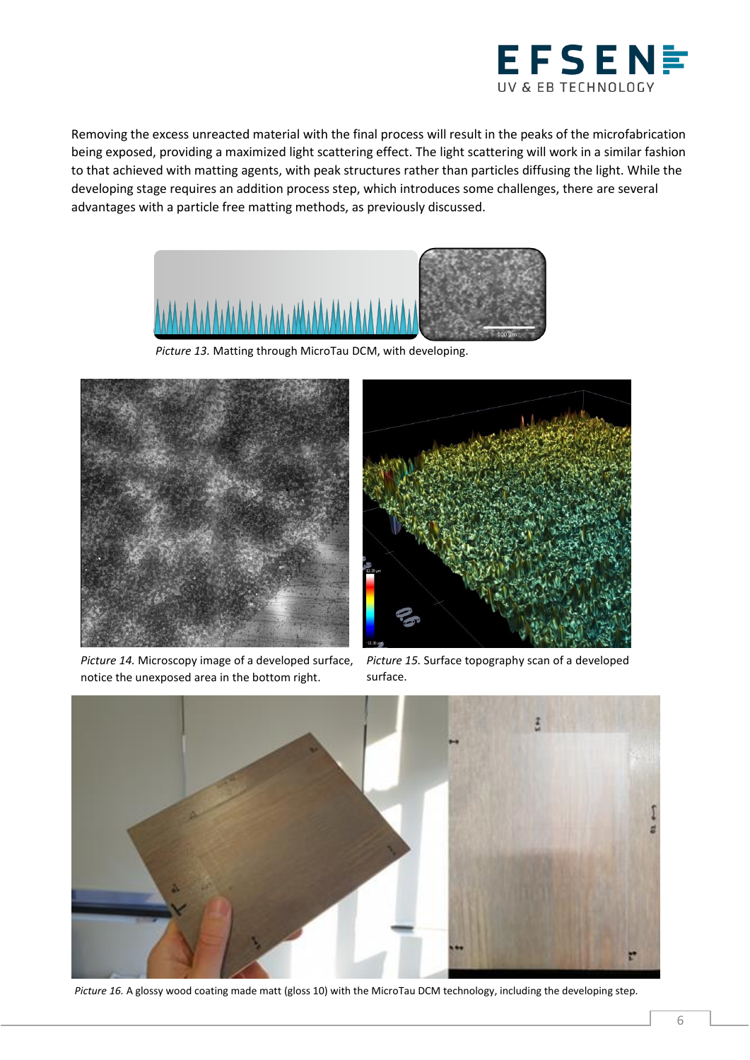Removing the excess unreacted material with the final process will result in the peaks of the microfabrication being exposed, providing a maximized light scattering effect. The light scattering will work in a similar fashion to that achieved with matting agents, with peak structures rather than particles diffusing the light. While the developing stage requires an addition process step, which introduces some challenges, there are several advantages with a particle free matting methods, as previously discussed.

*Picture 13.* Matting through MicroTau DCM, with developing.

*Picture 14.* Microscopy image of a developed surface, notice the unexposed area in the bottom right.

*Picture 15.* Surface topography scan of a developed surface.

*Picture 16.* A glossy wood coating made matt (gloss 10) with the MicroTau DCM technology, including the developing step.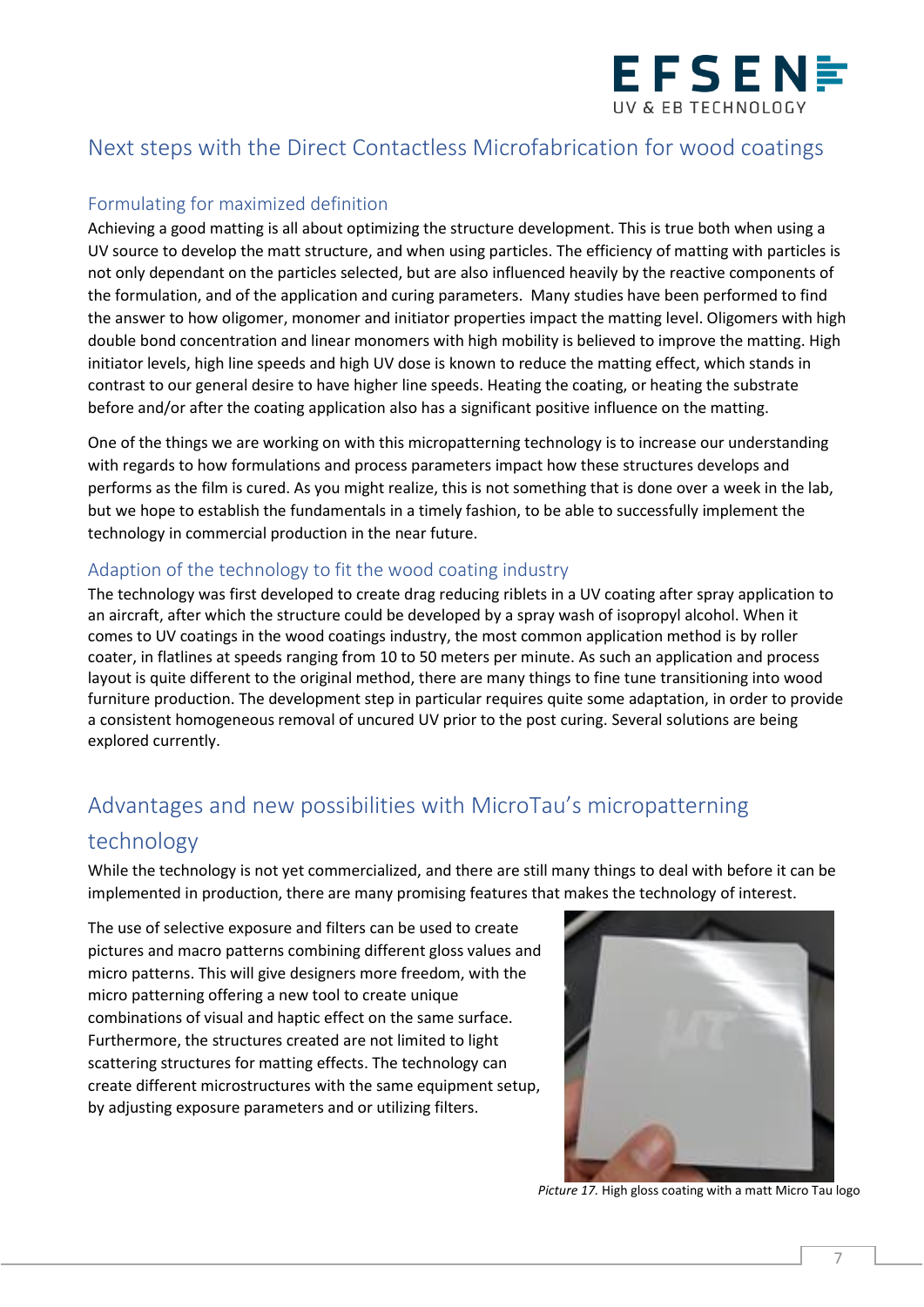## Next steps with the Direct Contactless Microfabrication for wood coatings

### Formulating for maximized definition

Achieving a good matting is all about optimizing the structure development. This is true both when using a UV source to develop the matt structure, and when using particles. The efficiency of matting with particles is not only dependant on the particles selected, but are also influenced heavily by the reactive components of the formulation, and of the application and curing parameters. Many studies have been performed to find the answer to how oligomer, monomer and initiator properties impact the matting level. Oligomers with high double bond concentration and linear monomers with high mobility is believed to improve the matting. High initiator levels, high line speeds and high UV dose is known to reduce the matting effect, which stands in contrast to our general desire to have higher line speeds. Heating the coating, or heating the substrate before and/or after the coating application also has a significant positive influence on the matting.

One of the things we are working on with this micropatterning technology is to increase our understanding with regards to how formulations and process parameters impact how these structures develops and performs as the film is cured. As you might realize, this is not something that is done over a week in the lab, but we hope to establish the fundamentals in a timely fashion, to be able to successfully implement the technology in commercial production in the near future.

### Adaption of the technology to fit the wood coating industry

The technology was first developed to create drag reducing riblets in a UV coating after spray application to an aircraft, after which the structure could be developed by a spray wash of isopropyl alcohol. When it comes to UV coatings in the wood coatings industry, the most common application method is by roller coater, in flatlines at speeds ranging from 10 to 50 meters per minute. As such an application and process layout is quite different to the original method, there are many things to fine tune transitioning into wood furniture production. The development step in particular requires quite some adaptation, in order to provide a consistent homogeneous removal of uncured UV prior to the post curing. Several solutions are being explored currently.

## Advantages and new possibilities with MicroTau's micropatterning technology

While the technology is not yet commercialized, and there are still many things to deal with before it can be implemented in production, there are many promising features that makes the technology of interest.

The use of selective exposure and filters can be used to create pictures and macro patterns combining different gloss values and micro patterns. This will give designers more freedom, with the micro patterning offering a new tool to create unique combinations of visual and haptic effect on the same surface. Furthermore, the structures created are not limited to light scattering structures for matting effects. The technology can create different microstructures with the same equipment setup, by adjusting exposure parameters and or utilizing filters.

*Picture 17.* High gloss coating with a matt Micro Tau logo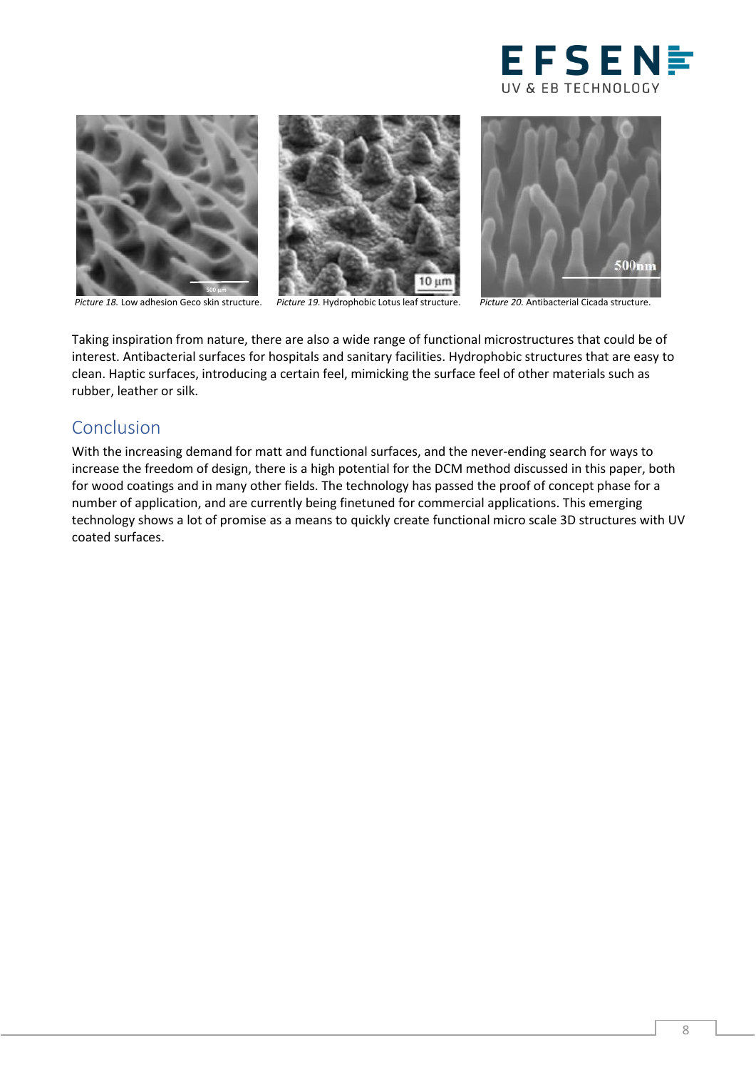*Picture 18.* Low adhesion Geco skin structure. *Picture 19.* Hydrophobic Lotus leaf structure. *Picture 20.* Antibacterial Cicada structure.

Taking inspiration from nature, there are also a wide range of functional microstructures that could be of interest. Antibacterial surfaces for hospitals and sanitary facilities. Hydrophobic structures that are easy to clean. Haptic surfaces, introducing a certain feel, mimicking the surface feel of other materials such as rubber, leather or silk.

## Conclusion

With the increasing demand for matt and functional surfaces, and the never-ending search for ways to increase the freedom of design, there is a high potential for the DCM method discussed in this paper, both for wood coatings and in many other fields. The technology has passed the proof of concept phase for a number of application, and are currently being finetuned for commercial applications. This emerging technology shows a lot of promise as a means to quickly create functional micro scale 3D structures with UV coated surfaces.